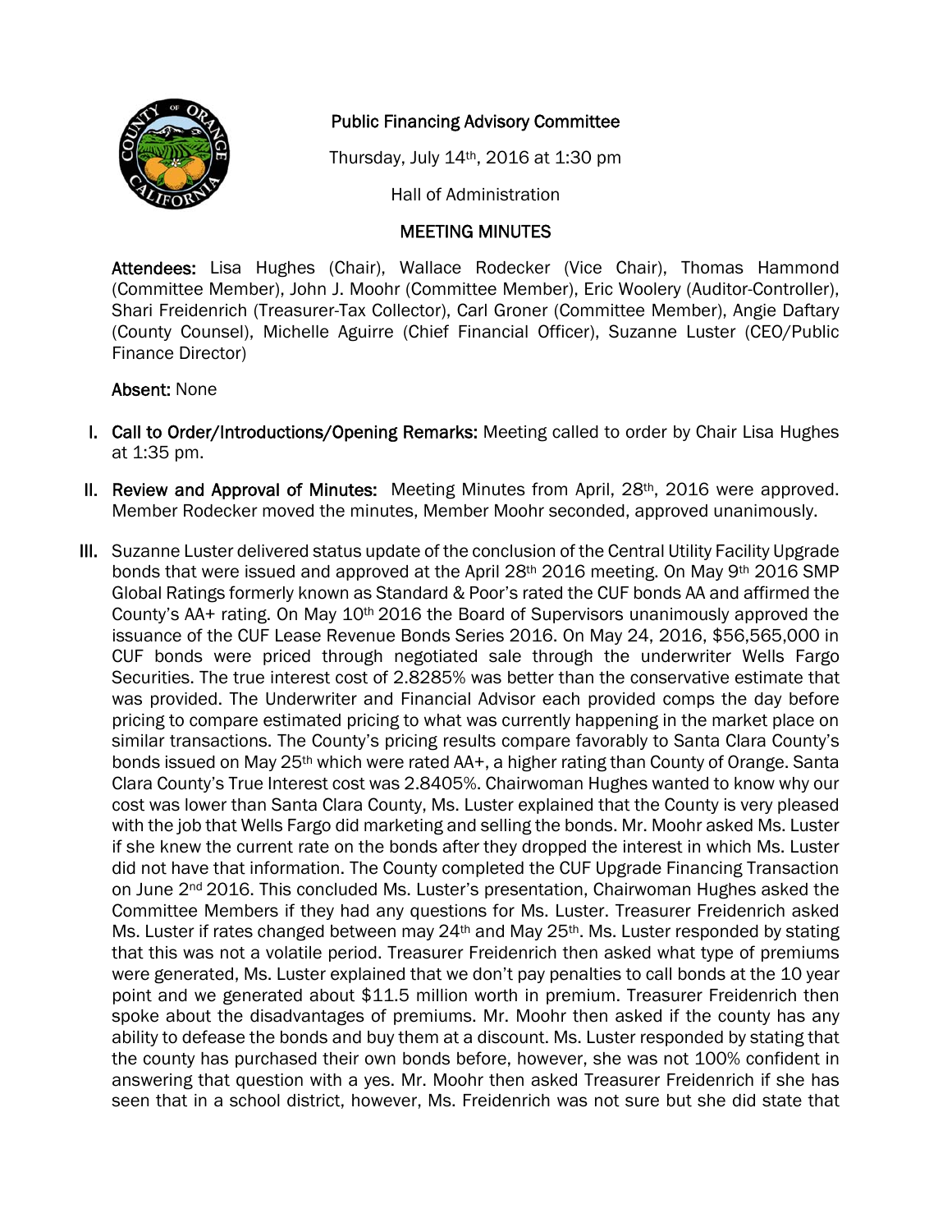# Public Financing Advisory Committee

Thursday, July 14th, 2016 at 1:30 pm

Hall of Administration

## MEETING MINUTES

**Attendees:** Lisa Hughes (Chair), Wallace Rodecker (Vice Chair), Thomas Hammond (Committee Member), John J. Moohr (Committee Member), Eric Woolery (Auditor-Controller), Shari Freidenrich (Treasurer-Tax Collector), Carl Groner (Committee Member), Angie Daftary (County Counsel), Michelle Aguirre (Chief Financial Officer), Suzanne Luster (CEO/Public Finance Director)

**Absent:** None

I. **Call to Order/Introductions/Opening Remarks:** Meeting called to order by Chair Lisa Hughes at 1:35 pm.

II. **Review and Approval of Minutes:** Meeting Minutes from April, 28th, 2016 were approved. Member Rodecker moved the minutes, Member Moohr seconded, approved unanimously.

III. Suzanne Luster delivered status update of the conclusion of the Central Utility Facility Upgrade bonds that were issued and approved at the April 28th 2016 meeting. On May 9th 2016 SMP Global Ratings formerly known as Standard & Poor's rated the CUF bonds AA and affirmed the County's AA+ rating. On May 10th 2016 the Board of Supervisors unanimously approved the issuance of the CUF Lease Revenue Bonds Series 2016. On May 24, 2016, $56,565,000 in CUF bonds were priced through negotiated sale through the underwriter Wells Fargo Securities. The true interest cost of 2.8285% was better than the conservative estimate that was provided. The Underwriter and Financial Advisor each provided comps the day before pricing to compare estimated pricing to what was currently happening in the market place on similar transactions. The County's pricing results compare favorably to Santa Clara County's bonds issued on May 25th which were rated AA+, a higher rating than County of Orange. Santa Clara County's True Interest cost was 2.8405%. Chairwoman Hughes wanted to know why our cost was lower than Santa Clara County, Ms. Luster explained that the County is very pleased with the job that Wells Fargo did marketing and selling the bonds. Mr. Moohr asked Ms. Luster if she knew the current rate on the bonds after they dropped the interest in which Ms. Luster did not have that information. The County completed the CUF Upgrade Financing Transaction on June 2nd 2016. This concluded Ms. Luster's presentation, Chairwoman Hughes asked the Committee Members if they had any questions for Ms. Luster. Treasurer Freidenrich asked Ms. Luster if rates changed between may 24th and May 25th. Ms. Luster responded by stating that this was not a volatile period. Treasurer Freidenrich then asked what type of premiums were generated, Ms. Luster explained that we don't pay penalties to call bonds at the 10 year point and we generated about $11.5 million worth in premium. Treasurer Freidenrich then spoke about the disadvantages of premiums. Mr. Moohr then asked if the county has any ability to defease the bonds and buy them at a discount. Ms. Luster responded by stating that the county has purchased their own bonds before, however, she was not 100% confident in answering that question with a yes. Mr. Moohr then asked Treasurer Freidenrich if she has seen that in a school district, however, Ms. Freidenrich was not sure but she did state that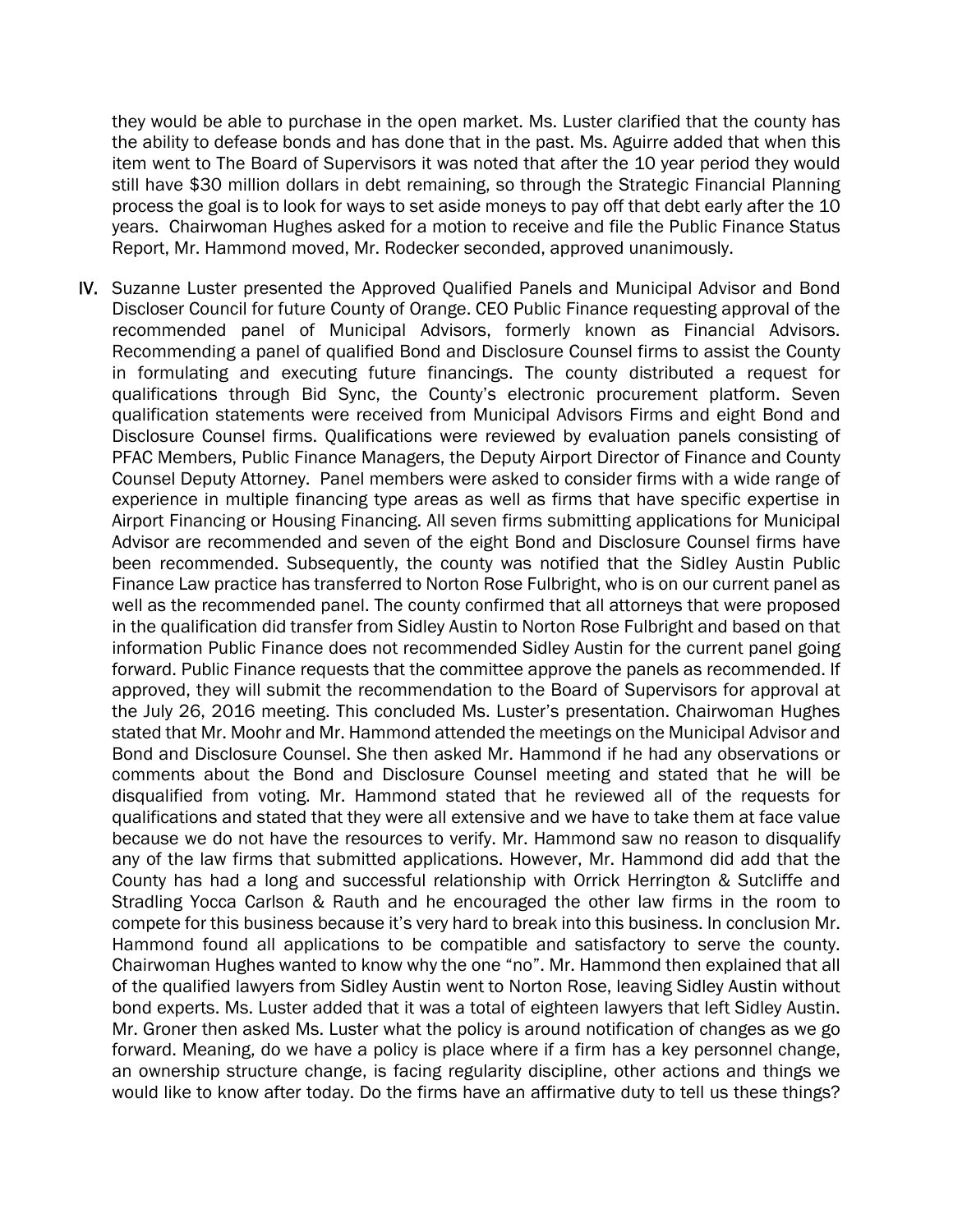they would be able to purchase in the open market. Ms. Luster clarified that the county has the ability to defease bonds and has done that in the past. Ms. Aguirre added that when this item went to The Board of Supervisors it was noted that after the 10 year period they would still have $30 million dollars in debt remaining, so through the Strategic Financial Planning process the goal is to look for ways to set aside moneys to pay off that debt early after the 10 years. Chairwoman Hughes asked for a motion to receive and file the Public Finance Status Report, Mr. Hammond moved, Mr. Rodecker seconded, approved unanimously.

IV. Suzanne Luster presented the Approved Qualified Panels and Municipal Advisor and Bond Discloser Council for future County of Orange. CEO Public Finance requesting approval of the recommended panel of Municipal Advisors, formerly known as Financial Advisors. Recommending a panel of qualified Bond and Disclosure Counsel firms to assist the County in formulating and executing future financings. The county distributed a request for qualifications through Bid Sync, the County's electronic procurement platform. Seven qualification statements were received from Municipal Advisors Firms and eight Bond and Disclosure Counsel firms. Qualifications were reviewed by evaluation panels consisting of PFAC Members, Public Finance Managers, the Deputy Airport Director of Finance and County Counsel Deputy Attorney. Panel members were asked to consider firms with a wide range of experience in multiple financing type areas as well as firms that have specific expertise in Airport Financing or Housing Financing. All seven firms submitting applications for Municipal Advisor are recommended and seven of the eight Bond and Disclosure Counsel firms have been recommended. Subsequently, the county was notified that the Sidley Austin Public Finance Law practice has transferred to Norton Rose Fulbright, who is on our current panel as well as the recommended panel. The county confirmed that all attorneys that were proposed in the qualification did transfer from Sidley Austin to Norton Rose Fulbright and based on that information Public Finance does not recommended Sidley Austin for the current panel going forward. Public Finance requests that the committee approve the panels as recommended. If approved, they will submit the recommendation to the Board of Supervisors for approval at the July 26, 2016 meeting. This concluded Ms. Luster's presentation. Chairwoman Hughes stated that Mr. Moohr and Mr. Hammond attended the meetings on the Municipal Advisor and Bond and Disclosure Counsel. She then asked Mr. Hammond if he had any observations or comments about the Bond and Disclosure Counsel meeting and stated that he will be disqualified from voting. Mr. Hammond stated that he reviewed all of the requests for qualifications and stated that they were all extensive and we have to take them at face value because we do not have the resources to verify. Mr. Hammond saw no reason to disqualify any of the law firms that submitted applications. However, Mr. Hammond did add that the County has had a long and successful relationship with Orrick Herrington & Sutcliffe and Stradling Yocca Carlson & Rauth and he encouraged the other law firms in the room to compete for this business because it's very hard to break into this business. In conclusion Mr. Hammond found all applications to be compatible and satisfactory to serve the county. Chairwoman Hughes wanted to know why the one "no". Mr. Hammond then explained that all of the qualified lawyers from Sidley Austin went to Norton Rose, leaving Sidley Austin without bond experts. Ms. Luster added that it was a total of eighteen lawyers that left Sidley Austin. Mr. Groner then asked Ms. Luster what the policy is around notification of changes as we go forward. Meaning, do we have a policy is place where if a firm has a key personnel change, an ownership structure change, is facing regularity discipline, other actions and things we would like to know after today. Do the firms have an affirmative duty to tell us these things?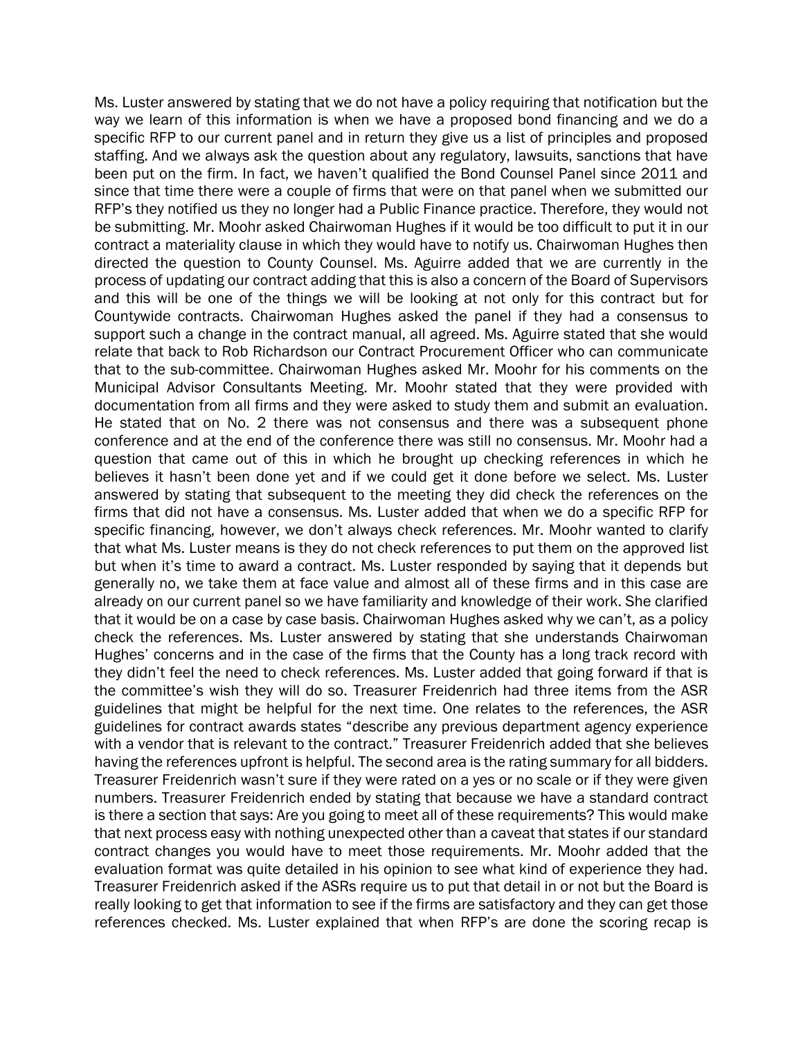Ms. Luster answered by stating that we do not have a policy requiring that notification but the way we learn of this information is when we have a proposed bond financing and we do a specific RFP to our current panel and in return they give us a list of principles and proposed staffing. And we always ask the question about any regulatory, lawsuits, sanctions that have been put on the firm. In fact, we haven't qualified the Bond Counsel Panel since 2011 and since that time there were a couple of firms that were on that panel when we submitted our RFP's they notified us they no longer had a Public Finance practice. Therefore, they would not be submitting. Mr. Moohr asked Chairwoman Hughes if it would be too difficult to put it in our contract a materiality clause in which they would have to notify us. Chairwoman Hughes then directed the question to County Counsel. Ms. Aguirre added that we are currently in the process of updating our contract adding that this is also a concern of the Board of Supervisors and this will be one of the things we will be looking at not only for this contract but for Countywide contracts. Chairwoman Hughes asked the panel if they had a consensus to support such a change in the contract manual, all agreed. Ms. Aguirre stated that she would relate that back to Rob Richardson our Contract Procurement Officer who can communicate that to the sub-committee. Chairwoman Hughes asked Mr. Moohr for his comments on the Municipal Advisor Consultants Meeting. Mr. Moohr stated that they were provided with documentation from all firms and they were asked to study them and submit an evaluation. He stated that on No. 2 there was not consensus and there was a subsequent phone conference and at the end of the conference there was still no consensus. Mr. Moohr had a question that came out of this in which he brought up checking references in which he believes it hasn't been done yet and if we could get it done before we select. Ms. Luster answered by stating that subsequent to the meeting they did check the references on the firms that did not have a consensus. Ms. Luster added that when we do a specific RFP for specific financing, however, we don't always check references. Mr. Moohr wanted to clarify that what Ms. Luster means is they do not check references to put them on the approved list but when it's time to award a contract. Ms. Luster responded by saying that it depends but generally no, we take them at face value and almost all of these firms and in this case are already on our current panel so we have familiarity and knowledge of their work. She clarified that it would be on a case by case basis. Chairwoman Hughes asked why we can't, as a policy check the references. Ms. Luster answered by stating that she understands Chairwoman Hughes' concerns and in the case of the firms that the County has a long track record with they didn't feel the need to check references. Ms. Luster added that going forward if that is the committee's wish they will do so. Treasurer Freidenrich had three items from the ASR guidelines that might be helpful for the next time. One relates to the references, the ASR guidelines for contract awards states "describe any previous department agency experience with a vendor that is relevant to the contract." Treasurer Freidenrich added that she believes having the references upfront is helpful. The second area is the rating summary for all bidders. Treasurer Freidenrich wasn't sure if they were rated on a yes or no scale or if they were given numbers. Treasurer Freidenrich ended by stating that because we have a standard contract is there a section that says: Are you going to meet all of these requirements? This would make that next process easy with nothing unexpected other than a caveat that states if our standard contract changes you would have to meet those requirements. Mr. Moohr added that the evaluation format was quite detailed in his opinion to see what kind of experience they had. Treasurer Freidenrich asked if the ASRs require us to put that detail in or not but the Board is really looking to get that information to see if the firms are satisfactory and they can get those references checked. Ms. Luster explained that when RFP's are done the scoring recap is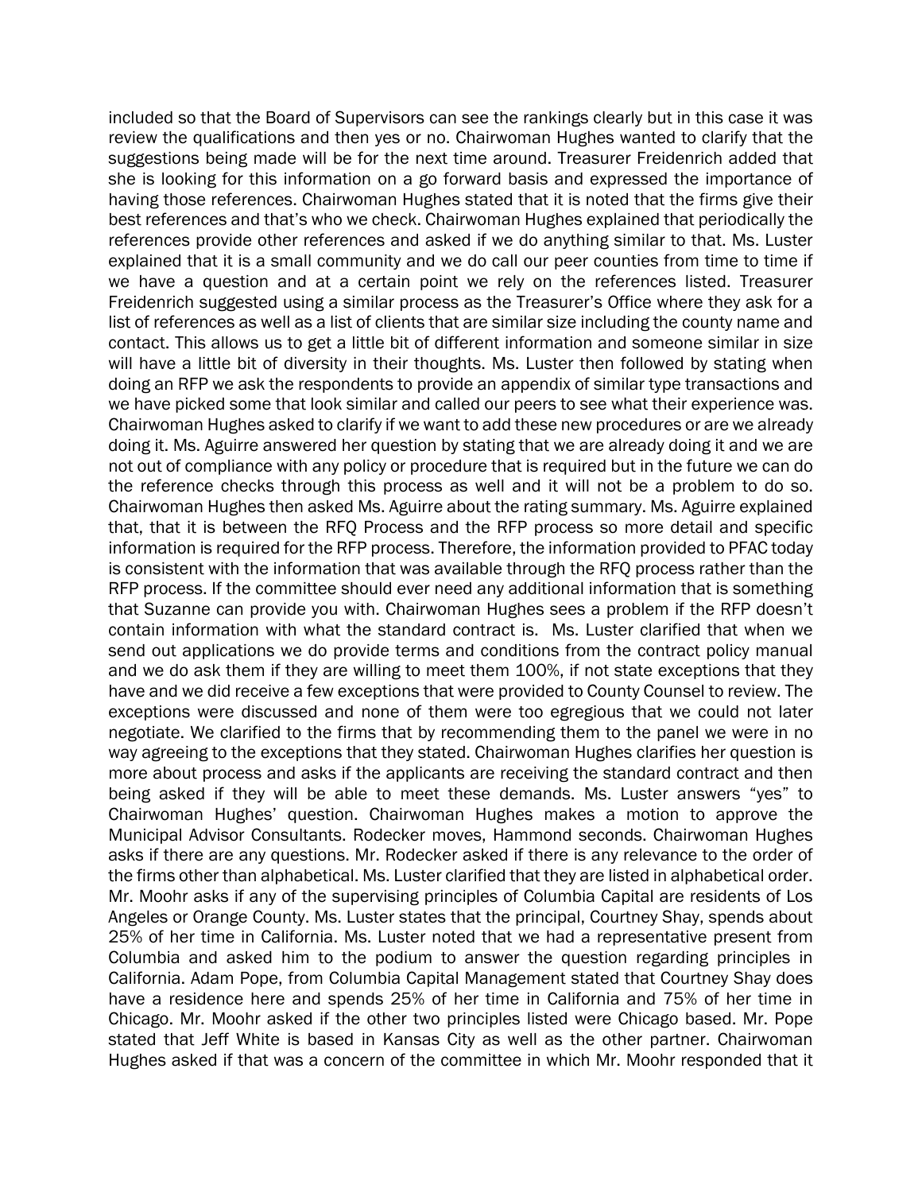included so that the Board of Supervisors can see the rankings clearly but in this case it was review the qualifications and then yes or no. Chairwoman Hughes wanted to clarify that the suggestions being made will be for the next time around. Treasurer Freidenrich added that she is looking for this information on a go forward basis and expressed the importance of having those references. Chairwoman Hughes stated that it is noted that the firms give their best references and that's who we check. Chairwoman Hughes explained that periodically the references provide other references and asked if we do anything similar to that. Ms. Luster explained that it is a small community and we do call our peer counties from time to time if we have a question and at a certain point we rely on the references listed. Treasurer Freidenrich suggested using a similar process as the Treasurer's Office where they ask for a list of references as well as a list of clients that are similar size including the county name and contact. This allows us to get a little bit of different information and someone similar in size will have a little bit of diversity in their thoughts. Ms. Luster then followed by stating when doing an RFP we ask the respondents to provide an appendix of similar type transactions and we have picked some that look similar and called our peers to see what their experience was. Chairwoman Hughes asked to clarify if we want to add these new procedures or are we already doing it. Ms. Aguirre answered her question by stating that we are already doing it and we are not out of compliance with any policy or procedure that is required but in the future we can do the reference checks through this process as well and it will not be a problem to do so. Chairwoman Hughes then asked Ms. Aguirre about the rating summary. Ms. Aguirre explained that, that it is between the RFQ Process and the RFP process so more detail and specific information is required for the RFP process. Therefore, the information provided to PFAC today is consistent with the information that was available through the RFQ process rather than the RFP process. If the committee should ever need any additional information that is something that Suzanne can provide you with. Chairwoman Hughes sees a problem if the RFP doesn't contain information with what the standard contract is. Ms. Luster clarified that when we send out applications we do provide terms and conditions from the contract policy manual and we do ask them if they are willing to meet them 100%, if not state exceptions that they have and we did receive a few exceptions that were provided to County Counsel to review. The exceptions were discussed and none of them were too egregious that we could not later negotiate. We clarified to the firms that by recommending them to the panel we were in no way agreeing to the exceptions that they stated. Chairwoman Hughes clarifies her question is more about process and asks if the applicants are receiving the standard contract and then being asked if they will be able to meet these demands. Ms. Luster answers "yes" to Chairwoman Hughes' question. Chairwoman Hughes makes a motion to approve the Municipal Advisor Consultants. Rodecker moves, Hammond seconds. Chairwoman Hughes asks if there are any questions. Mr. Rodecker asked if there is any relevance to the order of the firms other than alphabetical. Ms. Luster clarified that they are listed in alphabetical order. Mr. Moohr asks if any of the supervising principles of Columbia Capital are residents of Los Angeles or Orange County. Ms. Luster states that the principal, Courtney Shay, spends about 25% of her time in California. Ms. Luster noted that we had a representative present from Columbia and asked him to the podium to answer the question regarding principles in California. Adam Pope, from Columbia Capital Management stated that Courtney Shay does have a residence here and spends 25% of her time in California and 75% of her time in Chicago. Mr. Moohr asked if the other two principles listed were Chicago based. Mr. Pope stated that Jeff White is based in Kansas City as well as the other partner. Chairwoman Hughes asked if that was a concern of the committee in which Mr. Moohr responded that it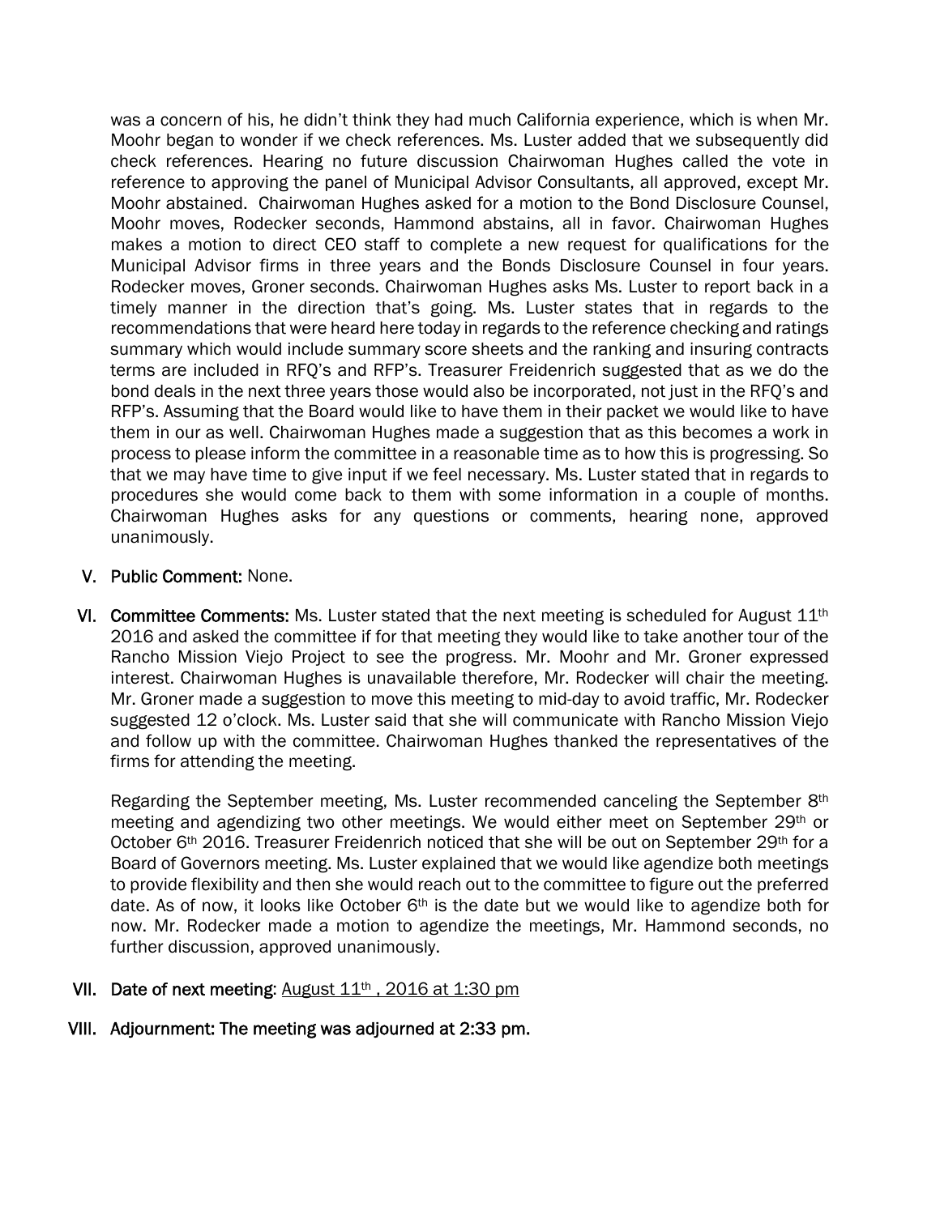was a concern of his, he didn't think they had much California experience, which is when Mr. Moohr began to wonder if we check references. Ms. Luster added that we subsequently did check references. Hearing no future discussion Chairwoman Hughes called the vote in reference to approving the panel of Municipal Advisor Consultants, all approved, except Mr. Moohr abstained. Chairwoman Hughes asked for a motion to the Bond Disclosure Counsel, Moohr moves, Rodecker seconds, Hammond abstains, all in favor. Chairwoman Hughes makes a motion to direct CEO staff to complete a new request for qualifications for the Municipal Advisor firms in three years and the Bonds Disclosure Counsel in four years. Rodecker moves, Groner seconds. Chairwoman Hughes asks Ms. Luster to report back in a timely manner in the direction that's going. Ms. Luster states that in regards to the recommendations that were heard here today in regards to the reference checking and ratings summary which would include summary score sheets and the ranking and insuring contracts terms are included in RFQ's and RFP's. Treasurer Freidenrich suggested that as we do the bond deals in the next three years those would also be incorporated, not just in the RFQ's and RFP's. Assuming that the Board would like to have them in their packet we would like to have them in our as well. Chairwoman Hughes made a suggestion that as this becomes a work in process to please inform the committee in a reasonable time as to how this is progressing. So that we may have time to give input if we feel necessary. Ms. Luster stated that in regards to procedures she would come back to them with some information in a couple of months. Chairwoman Hughes asks for any questions or comments, hearing none, approved unanimously.

V. **Public Comment:** None.

VI. **Committee Comments:** Ms. Luster stated that the next meeting is scheduled for August 11th 2016 and asked the committee if for that meeting they would like to take another tour of the Rancho Mission Viejo Project to see the progress. Mr. Moohr and Mr. Groner expressed interest. Chairwoman Hughes is unavailable therefore, Mr. Rodecker will chair the meeting. Mr. Groner made a suggestion to move this meeting to mid-day to avoid traffic, Mr. Rodecker suggested 12 o'clock. Ms. Luster said that she will communicate with Rancho Mission Viejo and follow up with the committee. Chairwoman Hughes thanked the representatives of the firms for attending the meeting.

Regarding the September meeting, Ms. Luster recommended canceling the September 8th meeting and agendizing two other meetings. We would either meet on September 29th or October 6th 2016. Treasurer Freidenrich noticed that she will be out on September 29th for a Board of Governors meeting. Ms. Luster explained that we would like agendize both meetings to provide flexibility and then she would reach out to the committee to figure out the preferred date. As of now, it looks like October 6th is the date but we would like to agendize both for now. Mr. Rodecker made a motion to agendize the meetings, Mr. Hammond seconds, no further discussion, approved unanimously.

VII. **Date of next meeting**: August 11th , 2016 at 1:30 pm

VIII. **Adjournment: The meeting was adjourned at 2:33 pm.**